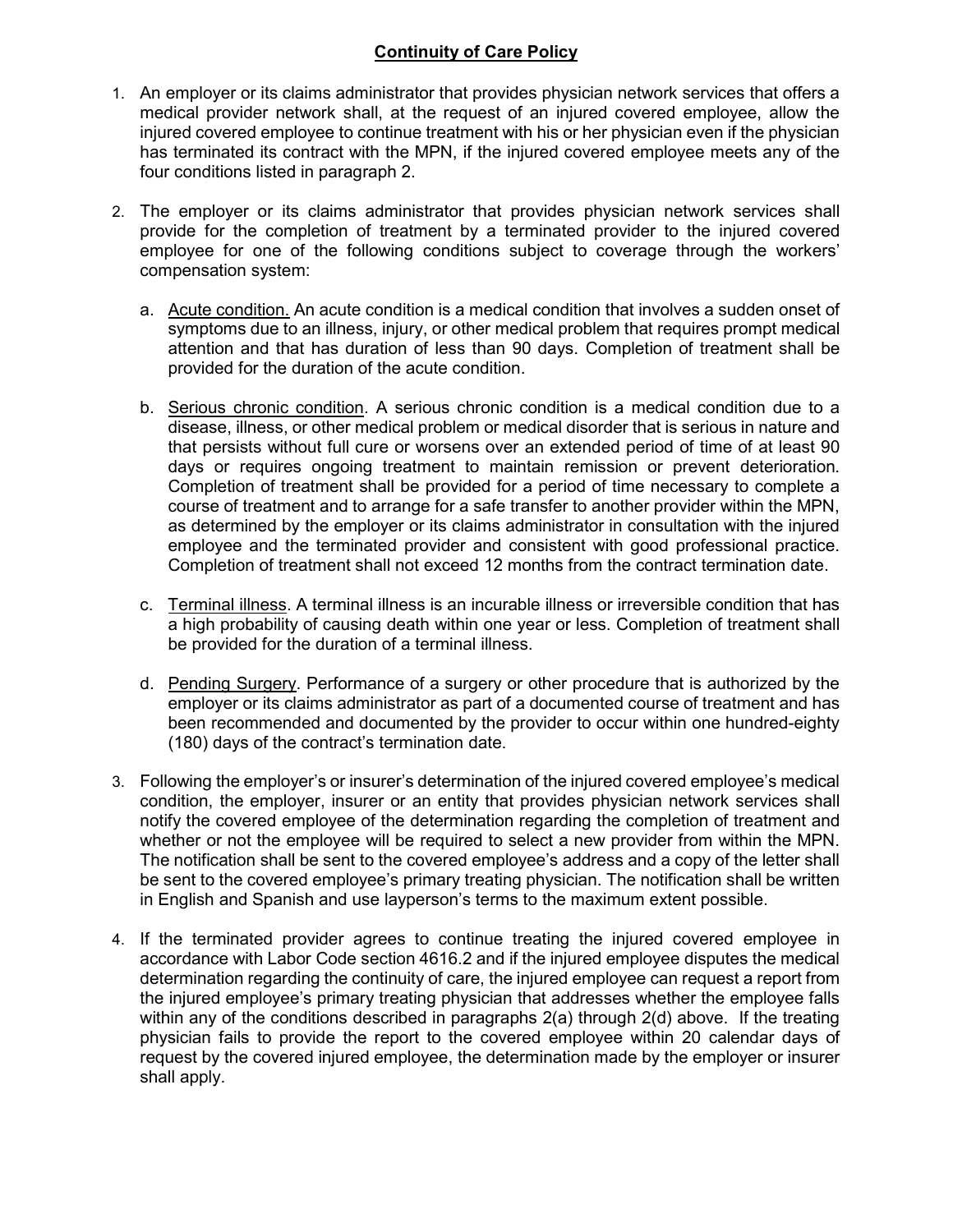# Continuity of Care Policy

1. An employer or its claims administrator that provides physician network services that offers a medical provider network shall, at the request of an injured covered employee, allow the injured covered employee to continue treatment with his or her physician even if the physician has terminated its contract with the MPN, if the injured covered employee meets any of the four conditions listed in paragraph 2.

2. The employer or its claims administrator that provides physician network services shall provide for the completion of treatment by a terminated provider to the injured covered employee for one of the following conditions subject to coverage through the workers' compensation system:

   a. Acute condition. An acute condition is a medical condition that involves a sudden onset of symptoms due to an illness, injury, or other medical problem that requires prompt medical attention and that has duration of less than 90 days. Completion of treatment shall be provided for the duration of the acute condition.

   b. Serious chronic condition. A serious chronic condition is a medical condition due to a disease, illness, or other medical problem or medical disorder that is serious in nature and that persists without full cure or worsens over an extended period of time of at least 90 days or requires ongoing treatment to maintain remission or prevent deterioration. Completion of treatment shall be provided for a period of time necessary to complete a course of treatment and to arrange for a safe transfer to another provider within the MPN, as determined by the employer or its claims administrator in consultation with the injured employee and the terminated provider and consistent with good professional practice. Completion of treatment shall not exceed 12 months from the contract termination date.

   c. Terminal illness. A terminal illness is an incurable illness or irreversible condition that has a high probability of causing death within one year or less. Completion of treatment shall be provided for the duration of a terminal illness.

   d. Pending Surgery. Performance of a surgery or other procedure that is authorized by the employer or its claims administrator as part of a documented course of treatment and has been recommended and documented by the provider to occur within one hundred-eighty (180) days of the contract's termination date.

3. Following the employer's or insurer's determination of the injured covered employee's medical condition, the employer, insurer or an entity that provides physician network services shall notify the covered employee of the determination regarding the completion of treatment and whether or not the employee will be required to select a new provider from within the MPN. The notification shall be sent to the covered employee's address and a copy of the letter shall be sent to the covered employee's primary treating physician. The notification shall be written in English and Spanish and use layperson's terms to the maximum extent possible.

4. If the terminated provider agrees to continue treating the injured covered employee in accordance with Labor Code section 4616.2 and if the injured employee disputes the medical determination regarding the continuity of care, the injured employee can request a report from the injured employee's primary treating physician that addresses whether the employee falls within any of the conditions described in paragraphs 2(a) through 2(d) above. If the treating physician fails to provide the report to the covered employee within 20 calendar days of request by the covered injured employee, the determination made by the employer or insurer shall apply.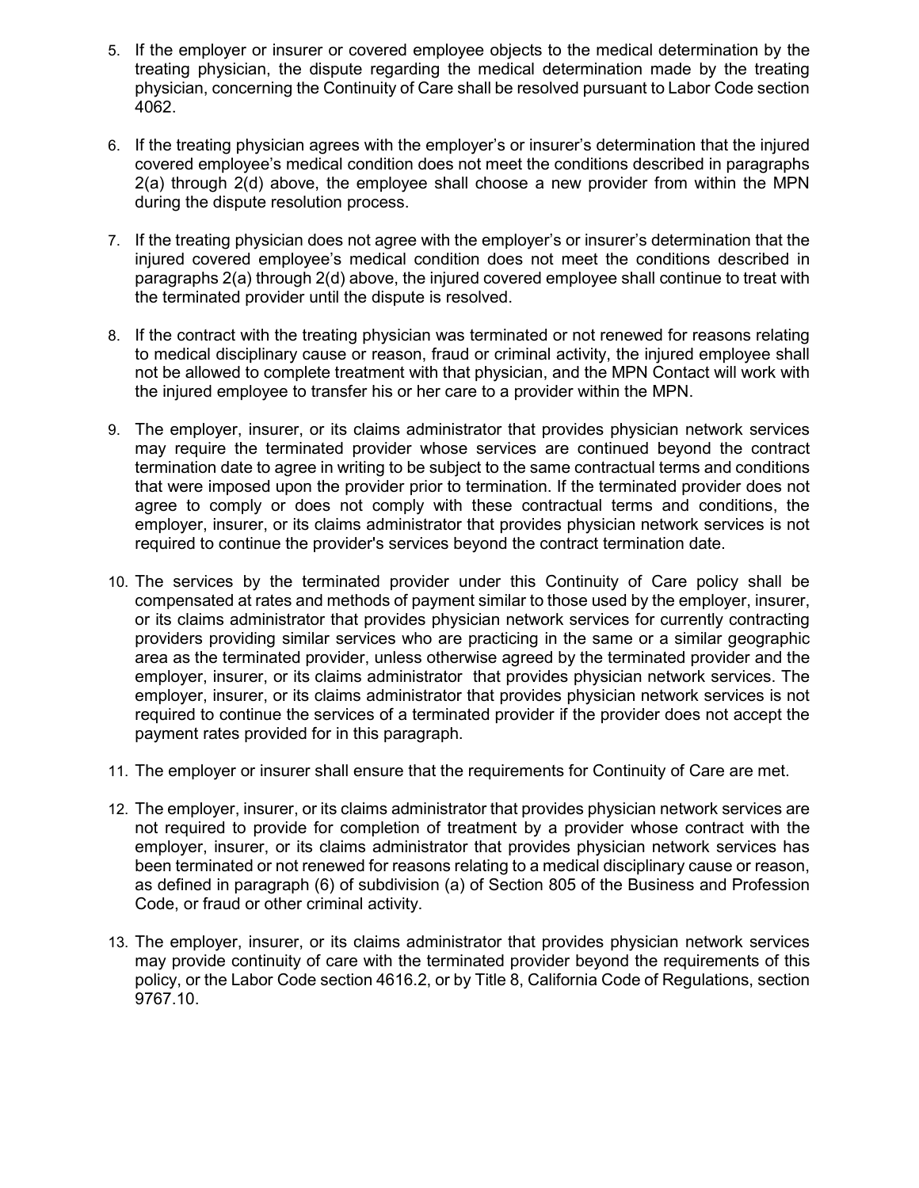5. If the employer or insurer or covered employee objects to the medical determination by the treating physician, the dispute regarding the medical determination made by the treating physician, concerning the Continuity of Care shall be resolved pursuant to Labor Code section 4062.

6. If the treating physician agrees with the employer's or insurer's determination that the injured covered employee's medical condition does not meet the conditions described in paragraphs 2(a) through 2(d) above, the employee shall choose a new provider from within the MPN during the dispute resolution process.

7. If the treating physician does not agree with the employer's or insurer's determination that the injured covered employee's medical condition does not meet the conditions described in paragraphs 2(a) through 2(d) above, the injured covered employee shall continue to treat with the terminated provider until the dispute is resolved.

8. If the contract with the treating physician was terminated or not renewed for reasons relating to medical disciplinary cause or reason, fraud or criminal activity, the injured employee shall not be allowed to complete treatment with that physician, and the MPN Contact will work with the injured employee to transfer his or her care to a provider within the MPN.

9. The employer, insurer, or its claims administrator that provides physician network services may require the terminated provider whose services are continued beyond the contract termination date to agree in writing to be subject to the same contractual terms and conditions that were imposed upon the provider prior to termination. If the terminated provider does not agree to comply or does not comply with these contractual terms and conditions, the employer, insurer, or its claims administrator that provides physician network services is not required to continue the provider's services beyond the contract termination date.

10. The services by the terminated provider under this Continuity of Care policy shall be compensated at rates and methods of payment similar to those used by the employer, insurer, or its claims administrator that provides physician network services for currently contracting providers providing similar services who are practicing in the same or a similar geographic area as the terminated provider, unless otherwise agreed by the terminated provider and the employer, insurer, or its claims administrator that provides physician network services. The employer, insurer, or its claims administrator that provides physician network services is not required to continue the services of a terminated provider if the provider does not accept the payment rates provided for in this paragraph.

11. The employer or insurer shall ensure that the requirements for Continuity of Care are met.

12. The employer, insurer, or its claims administrator that provides physician network services are not required to provide for completion of treatment by a provider whose contract with the employer, insurer, or its claims administrator that provides physician network services has been terminated or not renewed for reasons relating to a medical disciplinary cause or reason, as defined in paragraph (6) of subdivision (a) of Section 805 of the Business and Profession Code, or fraud or other criminal activity.

13. The employer, insurer, or its claims administrator that provides physician network services may provide continuity of care with the terminated provider beyond the requirements of this policy, or the Labor Code section 4616.2, or by Title 8, California Code of Regulations, section 9767.10.